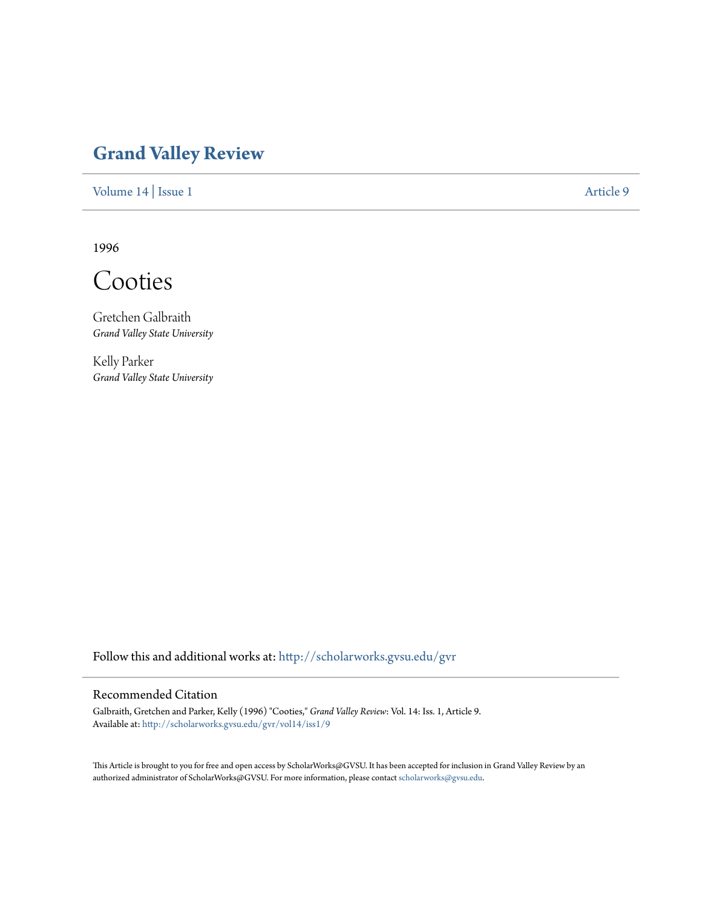# Grand Valley Review

Volume 14 | Issue 1 Article 9

1996

# Cooties

Gretchen Galbraith
*Grand Valley State University*

Kelly Parker
*Grand Valley State University*

Follow this and additional works at: http://scholarworks.gvsu.edu/gvr

## Recommended Citation

Galbraith, Gretchen and Parker, Kelly (1996) "Cooties," *Grand Valley Review*: Vol. 14: Iss. 1, Article 9.
Available at: http://scholarworks.gvsu.edu/gvr/vol14/iss1/9

This Article is brought to you for free and open access by ScholarWorks@GVSU. It has been accepted for inclusion in Grand Valley Review by an authorized administrator of ScholarWorks@GVSU. For more information, please contact scholarworks@gvsu.edu.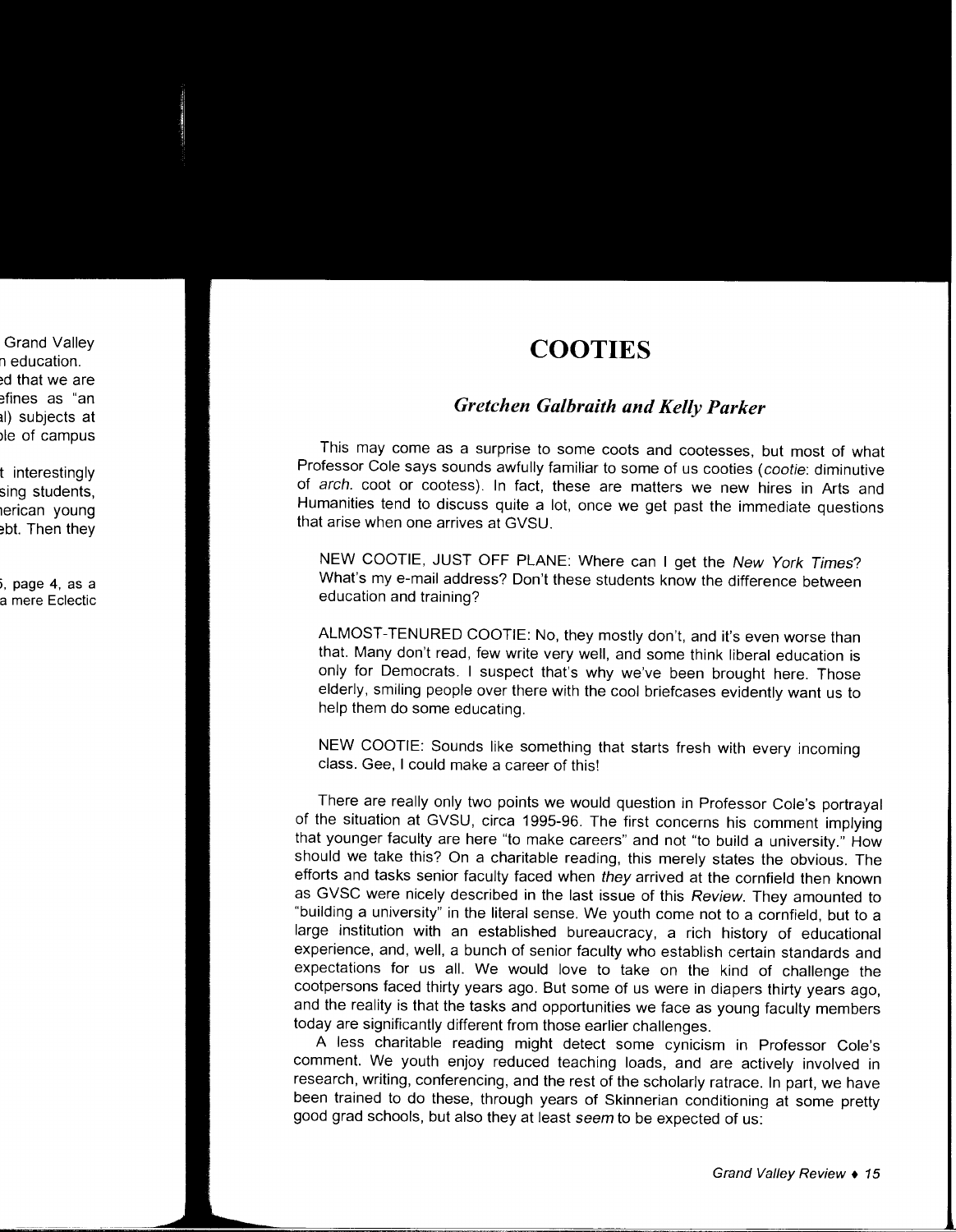# COOTIES

## *Gretchen Galbraith and Kelly Parker*

This may come as a surprise to some coots and cootesses, but most of what Professor Cole says sounds awfully familiar to some of us cooties (*cootie*: diminutive of *arch.* coot or cootess). In fact, these are matters we new hires in Arts and Humanities tend to discuss quite a lot, once we get past the immediate questions that arise when one arrives at GVSU.

> NEW COOTIE, JUST OFF PLANE: Where can I get the *New York Times*? What's my e-mail address? Don't these students know the difference between education and training?
>
> ALMOST-TENURED COOTIE: No, they mostly don't, and it's even worse than that. Many don't read, few write very well, and some think liberal education is only for Democrats. I suspect that's why we've been brought here. Those elderly, smiling people over there with the cool briefcases evidently want us to help them do some educating.
>
> NEW COOTIE: Sounds like something that starts fresh with every incoming class. Gee, I could make a career of this!

There are really only two points we would question in Professor Cole's portrayal of the situation at GVSU, circa 1995-96. The first concerns his comment implying that younger faculty are here "to make careers" and not "to build a university." How should we take this? On a charitable reading, this merely states the obvious. The efforts and tasks senior faculty faced when *they* arrived at the cornfield then known as GVSC were nicely described in the last issue of this *Review*. They amounted to "building a university" in the literal sense. We youth come not to a cornfield, but to a large institution with an established bureaucracy, a rich history of educational experience, and, well, a bunch of senior faculty who establish certain standards and expectations for us all. We would love to take on the kind of challenge the cootpersons faced thirty years ago. But some of us were in diapers thirty years ago, and the reality is that the tasks and opportunities we face as young faculty members today are significantly different from those earlier challenges.

A less charitable reading might detect some cynicism in Professor Cole's comment. We youth enjoy reduced teaching loads, and are actively involved in research, writing, conferencing, and the rest of the scholarly ratrace. In part, we have been trained to do these, through years of Skinnerian conditioning at some pretty good grad schools, but also they at least *seem* to be expected of us: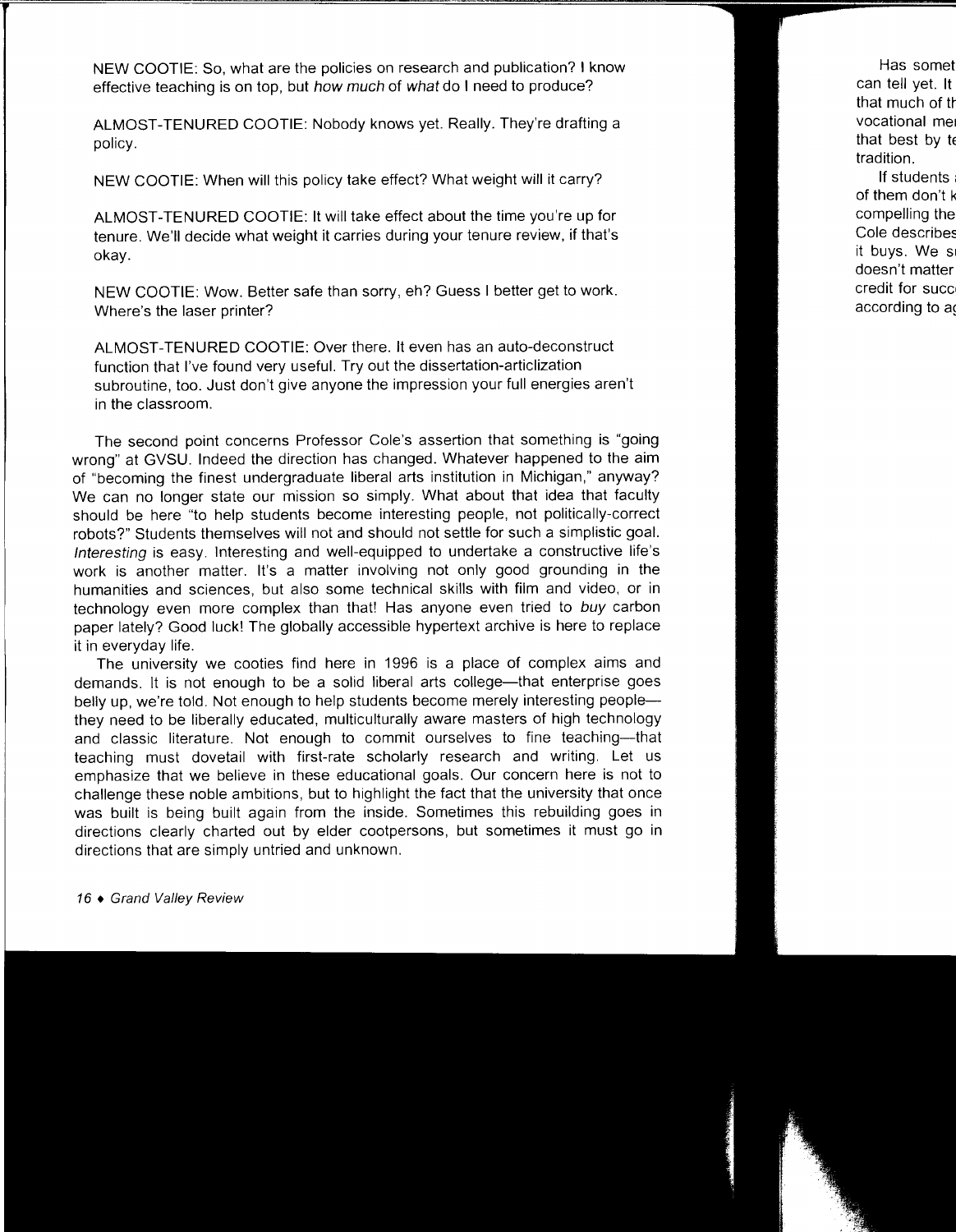NEW COOTIE: So, what are the policies on research and publication? I know effective teaching is on top, but *how much* of *what* do I need to produce?

ALMOST-TENURED COOTIE: Nobody knows yet. Really. They're drafting a policy.

NEW COOTIE: When will this policy take effect? What weight will it carry?

ALMOST-TENURED COOTIE: It will take effect about the time you're up for tenure. We'll decide what weight it carries during your tenure review, if that's okay.

NEW COOTIE: Wow. Better safe than sorry, eh? Guess I better get to work. Where's the laser printer?

ALMOST-TENURED COOTIE: Over there. It even has an auto-deconstruct function that I've found very useful. Try out the dissertation-articlization subroutine, too. Just don't give anyone the impression your full energies aren't in the classroom.

The second point concerns Professor Cole's assertion that something is "going wrong" at GVSU. Indeed the direction has changed. Whatever happened to the aim of "becoming the finest undergraduate liberal arts institution in Michigan," anyway? We can no longer state our mission so simply. What about that idea that faculty should be here "to help students become interesting people, not politically-correct robots?" Students themselves will not and should not settle for such a simplistic goal. *Interesting* is easy. Interesting and well-equipped to undertake a constructive life's work is another matter. It's a matter involving not only good grounding in the humanities and sciences, but also some technical skills with film and video, or in technology even more complex than that! Has anyone even tried to *buy* carbon paper lately? Good luck! The globally accessible hypertext archive is here to replace it in everyday life.

The university we cooties find here in 1996 is a place of complex aims and demands. It is not enough to be a solid liberal arts college—that enterprise goes belly up, we're told. Not enough to help students become merely interesting people—they need to be liberally educated, multiculturally aware masters of high technology and classic literature. Not enough to commit ourselves to fine teaching—that teaching must dovetail with first-rate scholarly research and writing. Let us emphasize that we believe in these educational goals. Our concern here is not to challenge these noble ambitions, but to highlight the fact that the university that once was built is being built again from the inside. Sometimes this rebuilding goes in directions clearly charted out by elder cootpersons, but sometimes it must go in directions that are simply untried and unknown.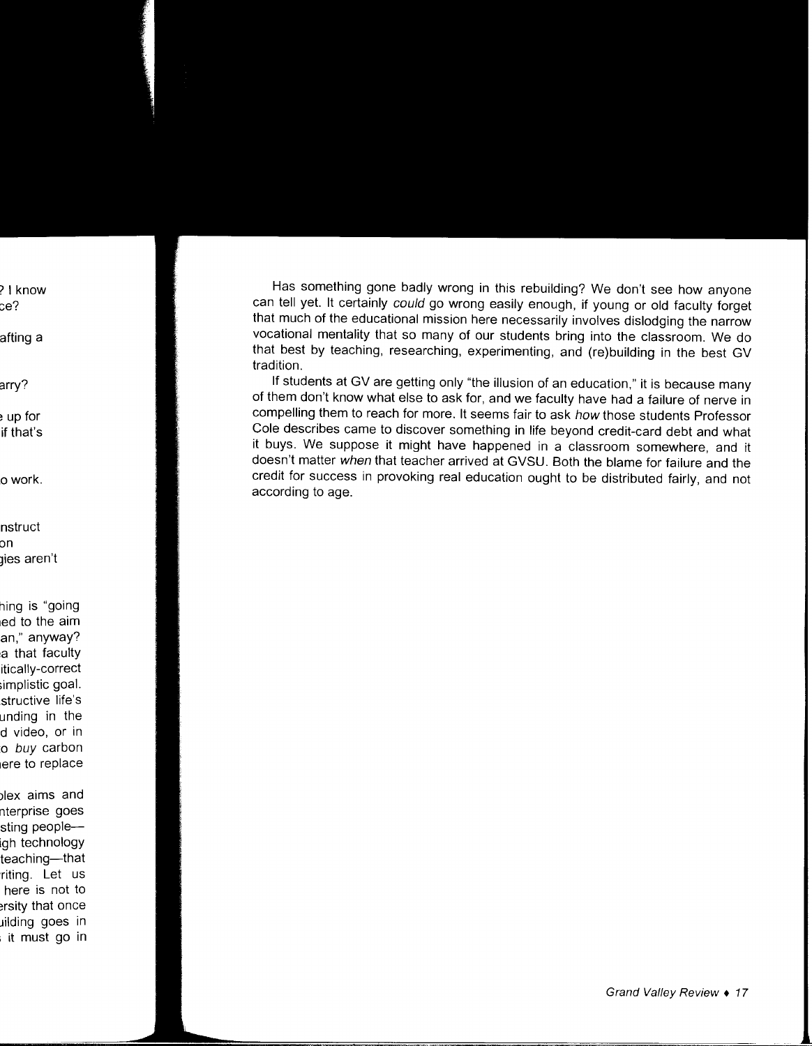Has something gone badly wrong in this rebuilding? We don't see how anyone can tell yet. It certainly *could* go wrong easily enough, if young or old faculty forget that much of the educational mission here necessarily involves dislodging the narrow vocational mentality that so many of our students bring into the classroom. We do that best by teaching, researching, experimenting, and (re)building in the best GV tradition.

If students at GV are getting only "the illusion of an education," it is because many of them don't know what else to ask for, and we faculty have had a failure of nerve in compelling them to reach for more. It seems fair to ask *how* those students Professor Cole describes came to discover something in life beyond credit-card debt and what it buys. We suppose it might have happened in a classroom somewhere, and it doesn't matter *when* that teacher arrived at GVSU. Both the blame for failure and the credit for success in provoking real education ought to be distributed fairly, and not according to age.